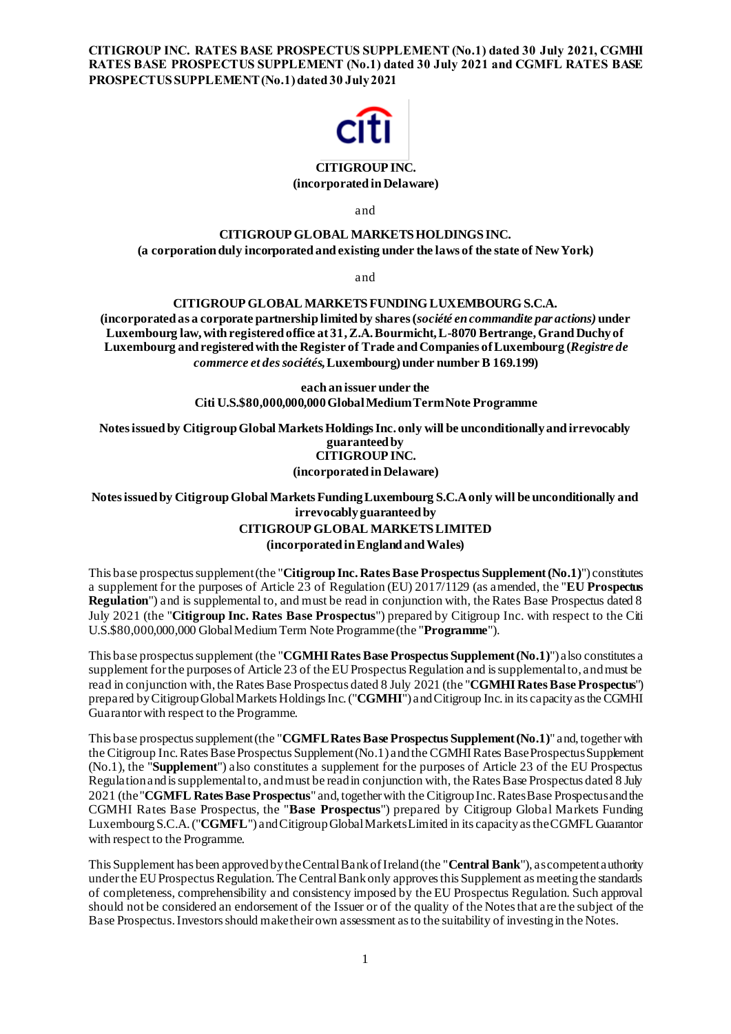**CITIGROUP INC. RATES BASE PROSPECTUS SUPPLEMENT (No.1) dated 30 July 2021, CGMHI RATES BASE PROSPECTUS SUPPLEMENT (No.1) dated 30 July 2021 and CGMFL RATES BASE PROSPECTUS SUPPLEMENT (No.1) dated 30 July 2021**

**CITIGROUP INC.**
**(incorporated in Delaware)**

and

**CITIGROUP GLOBAL MARKETS HOLDINGS INC.**
**(a corporation duly incorporated and existing under the laws of the state of New York)**

and

**CITIGROUP GLOBAL MARKETS FUNDING LUXEMBOURG S.C.A.**
**(incorporated as a corporate partnership limited by shares (*société en commandite par actions)* under Luxembourg law, with registered office at 31, Z.A. Bourmicht, L-8070 Bertrange, Grand Duchy of Luxembourg and registered with the Register of Trade and Companies of Luxembourg (*Registre de commerce et des sociétés*, Luxembourg) under number B 169.199)**

**each an issuer under the**
**Citi U.S.$80,000,000,000 Global Medium Term Note Programme**

**Notes issued by Citigroup Global Markets Holdings Inc. only will be unconditionally and irrevocably guaranteed by**
**CITIGROUP INC.**
**(incorporated in Delaware)**

**Notes issued by Citigroup Global Markets Funding Luxembourg S.C.A only will be unconditionally and irrevocably guaranteed by**
**CITIGROUP GLOBAL MARKETS LIMITED**
**(incorporated in England and Wales)**

This base prospectus supplement (the "**Citigroup Inc. Rates Base Prospectus Supplement (No.1)**") constitutes a supplement for the purposes of Article 23 of Regulation (EU) 2017/1129 (as amended, the "**EU Prospectus Regulation**") and is supplemental to, and must be read in conjunction with, the Rates Base Prospectus dated 8 July 2021 (the "**Citigroup Inc. Rates Base Prospectus**") prepared by Citigroup Inc. with respect to the Citi U.S.$80,000,000,000 Global Medium Term Note Programme (the "**Programme**").

This base prospectus supplement (the "**CGMHI Rates Base Prospectus Supplement (No.1)**") also constitutes a supplement for the purposes of Article 23 of the EU Prospectus Regulation and is supplemental to, and must be read in conjunction with, the Rates Base Prospectus dated 8 July 2021 (the "**CGMHI Rates Base Prospectus**") prepared by Citigroup Global Markets Holdings Inc. ("**CGMHI**") and Citigroup Inc. in its capacity as the CGMHI Guarantor with respect to the Programme.

This base prospectus supplement (the "**CGMFL Rates Base Prospectus Supplement (No.1)**" and, together with the Citigroup Inc. Rates Base Prospectus Supplement (No.1) and the CGMHI Rates Base Prospectus Supplement (No.1), the "**Supplement**") also constitutes a supplement for the purposes of Article 23 of the EU Prospectus Regulation and is supplemental to, and must be read in conjunction with, the Rates Base Prospectus dated 8 July 2021 (the "**CGMFL Rates Base Prospectus**" and, together with the Citigroup Inc. Rates Base Prospectus and the CGMHI Rates Base Prospectus, the "**Base Prospectus**") prepared by Citigroup Global Markets Funding Luxembourg S.C.A. ("**CGMFL**") and Citigroup Global Markets Limited in its capacity as the CGMFL Guarantor with respect to the Programme.

This Supplement has been approved by the Central Bank of Ireland (the "**Central Bank**"), as competent authority under the EU Prospectus Regulation. The Central Bank only approves this Supplement as meeting the standards of completeness, comprehensibility and consistency imposed by the EU Prospectus Regulation. Such approval should not be considered an endorsement of the Issuer or of the quality of the Notes that are the subject of the Base Prospectus. Investors should make their own assessment as to the suitability of investing in the Notes.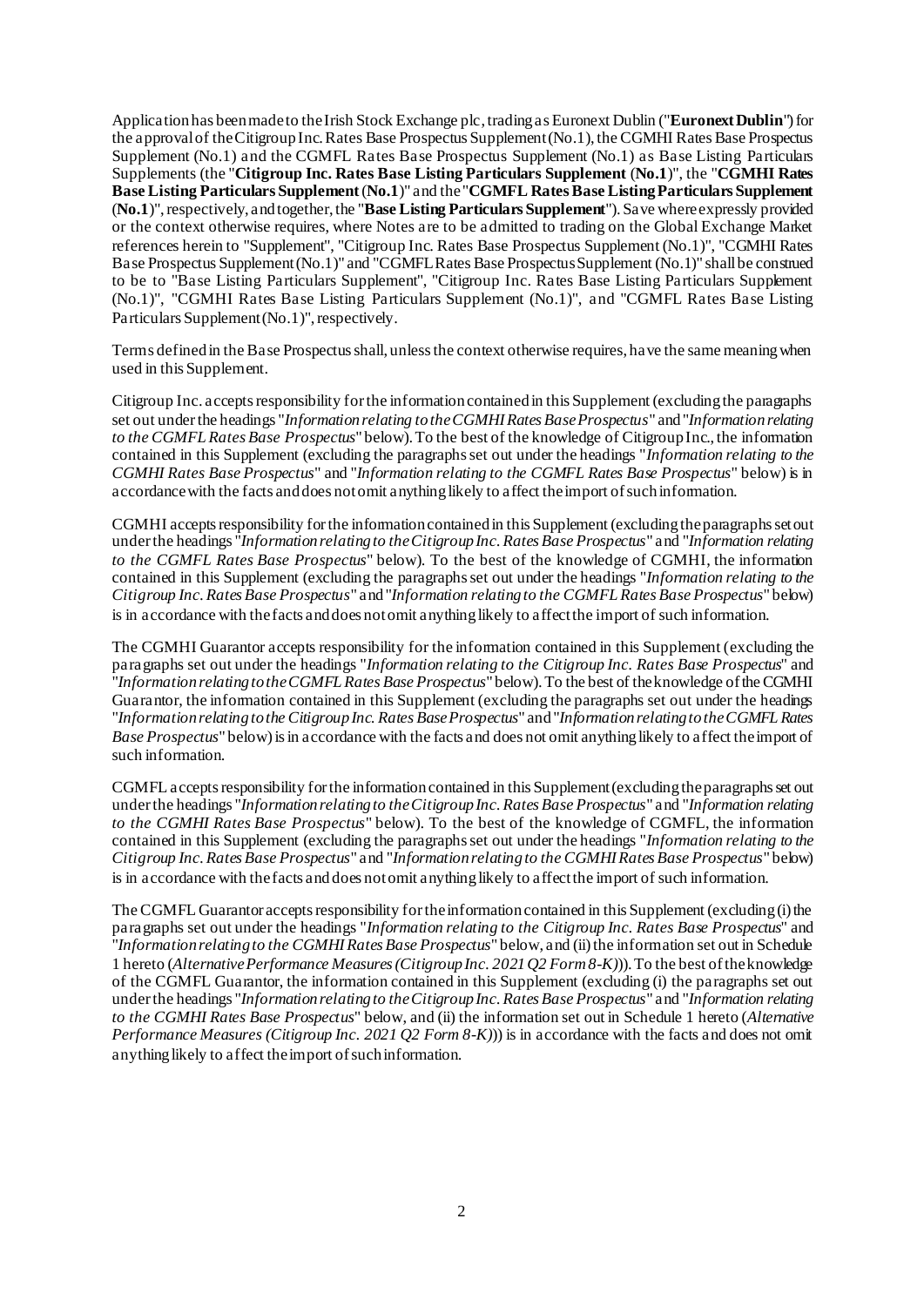Application has been made to the Irish Stock Exchange plc, trading as Euronext Dublin ("**Euronext Dublin**") for the approval of the Citigroup Inc. Rates Base Prospectus Supplement (No.1), the CGMHI Rates Base Prospectus Supplement (No.1) and the CGMFL Rates Base Prospectus Supplement (No.1) as Base Listing Particulars Supplements (the "**Citigroup Inc. Rates Base Listing Particulars Supplement (No.1)**", the "**CGMHI Rates Base Listing Particulars Supplement (No.1)**" and the "**CGMFL Rates Base Listing Particulars Supplement (No.1)**", respectively, and together, the "**Base Listing Particulars Supplement**"). Save where expressly provided or the context otherwise requires, where Notes are to be admitted to trading on the Global Exchange Market references herein to "Supplement", "Citigroup Inc. Rates Base Prospectus Supplement (No.1)", "CGMHI Rates Base Prospectus Supplement (No.1)" and "CGMFL Rates Base Prospectus Supplement (No.1)" shall be construed to be to "Base Listing Particulars Supplement", "Citigroup Inc. Rates Base Listing Particulars Supplement (No.1)", "CGMHI Rates Base Listing Particulars Supplement (No.1)", and "CGMFL Rates Base Listing Particulars Supplement (No.1)", respectively.

Terms defined in the Base Prospectus shall, unless the context otherwise requires, have the same meaning when used in this Supplement.

Citigroup Inc. accepts responsibility for the information contained in this Supplement (excluding the paragraphs set out under the headings "*Information relating to the CGMHI Rates Base Prospectus*" and "*Information relating to the CGMFL Rates Base Prospectus*" below). To the best of the knowledge of Citigroup Inc., the information contained in this Supplement (excluding the paragraphs set out under the headings "*Information relating to the CGMHI Rates Base Prospectus*" and "*Information relating to the CGMFL Rates Base Prospectus*" below) is in accordance with the facts and does not omit anything likely to affect the import of such information.

CGMHI accepts responsibility for the information contained in this Supplement (excluding the paragraphs set out under the headings "*Information relating to the Citigroup Inc. Rates Base Prospectus*" and "*Information relating to the CGMFL Rates Base Prospectus*" below). To the best of the knowledge of CGMHI, the information contained in this Supplement (excluding the paragraphs set out under the headings "*Information relating to the Citigroup Inc. Rates Base Prospectus*" and "*Information relating to the CGMFL Rates Base Prospectus*" below) is in accordance with the facts and does not omit anything likely to affect the import of such information.

The CGMHI Guarantor accepts responsibility for the information contained in this Supplement (excluding the paragraphs set out under the headings "*Information relating to the Citigroup Inc. Rates Base Prospectus*" and "*Information relating to the CGMFL Rates Base Prospectus*" below). To the best of the knowledge of the CGMHI Guarantor, the information contained in this Supplement (excluding the paragraphs set out under the headings "*Information relating to the Citigroup Inc. Rates Base Prospectus*" and "*Information relating to the CGMFL Rates Base Prospectus*" below) is in accordance with the facts and does not omit anything likely to affect the import of such information.

CGMFL accepts responsibility for the information contained in this Supplement (excluding the paragraphs set out under the headings "*Information relating to the Citigroup Inc. Rates Base Prospectus*" and "*Information relating to the CGMHI Rates Base Prospectus*" below). To the best of the knowledge of CGMFL, the information contained in this Supplement (excluding the paragraphs set out under the headings "*Information relating to the Citigroup Inc. Rates Base Prospectus*" and "*Information relating to the CGMHI Rates Base Prospectus*" below) is in accordance with the facts and does not omit anything likely to affect the import of such information.

The CGMFL Guarantor accepts responsibility for the information contained in this Supplement (excluding (i) the paragraphs set out under the headings "*Information relating to the Citigroup Inc. Rates Base Prospectus*" and "*Information relating to the CGMHI Rates Base Prospectus*" below, and (ii) the information set out in Schedule 1 hereto (*Alternative Performance Measures (Citigroup Inc. 2021 Q2 Form 8-K)*)). To the best of the knowledge of the CGMFL Guarantor, the information contained in this Supplement (excluding (i) the paragraphs set out under the headings "*Information relating to the Citigroup Inc. Rates Base Prospectus*" and "*Information relating to the CGMHI Rates Base Prospectus*" below, and (ii) the information set out in Schedule 1 hereto (*Alternative Performance Measures (Citigroup Inc. 2021 Q2 Form 8-K)*)) is in accordance with the facts and does not omit anything likely to affect the import of such information.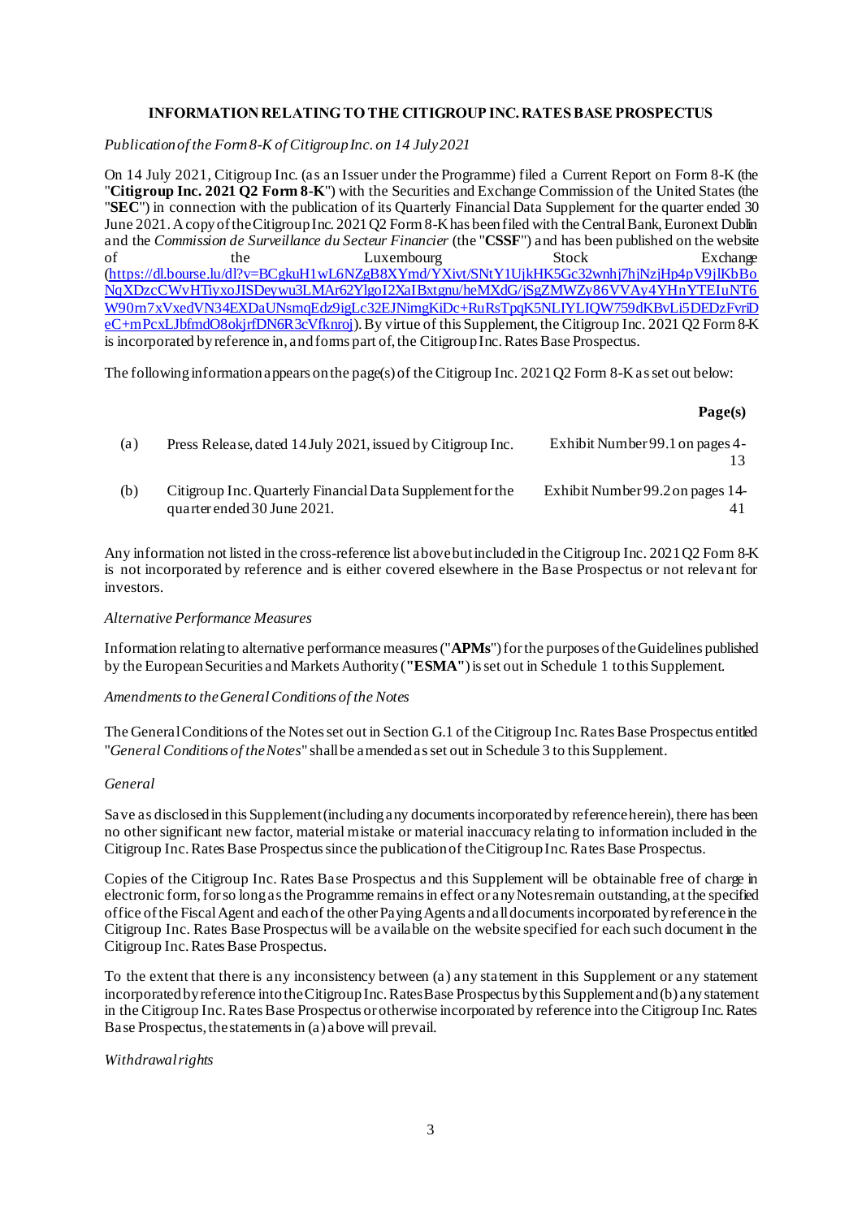**INFORMATION RELATING TO THE CITIGROUP INC. RATES BASE PROSPECTUS**

*Publication of the Form 8-K of Citigroup Inc. on 14 July 2021*

On 14 July 2021, Citigroup Inc. (as an Issuer under the Programme) filed a Current Report on Form 8-K (the "**Citigroup Inc. 2021 Q2 Form 8-K**") with the Securities and Exchange Commission of the United States (the "**SEC**") in connection with the publication of its Quarterly Financial Data Supplement for the quarter ended 30 June 2021. A copy of the Citigroup Inc. 2021 Q2 Form 8-K has been filed with the Central Bank, Euronext Dublin and the *Commission de Surveillance du Secteur Financier* (the "**CSSF**") and has been published on the website of the Luxembourg Stock Exchange (https://dl.bourse.lu/dl?v=BCgkuH1wL6NZgB8XYmd/YXivt/SNtY1UjkHK5Gc32wnhj7hjNzjHp4pV9jlKbBoNqXDzcCWvHTiyxoJISDeywu3LMAr62YlgoI2XaIBxtgnu/heMXdG/jSgZMWZy86VVAy4YHnYTEIuNT6W90rn7xVxedVN34EXDaUNsmqEdz9igLc32EJNimgKiDc+RuRsTpqK5NLIYLIQW759dKBvLi5DEDzFvriDeC+mPcxLJbfmdO8okjrfDN6R3cVfknroj). By virtue of this Supplement, the Citigroup Inc. 2021 Q2 Form 8-K is incorporated by reference in, and forms part of, the Citigroup Inc. Rates Base Prospectus.

The following information appears on the page(s) of the Citigroup Inc. 2021 Q2 Form 8-K as set out below:

| | | **Page(s)** |
|---|---|---|
| (a) | Press Release, dated 14 July 2021, issued by Citigroup Inc. | Exhibit Number 99.1 on pages 4-13 |
| (b) | Citigroup Inc. Quarterly Financial Data Supplement for the quarter ended 30 June 2021. | Exhibit Number 99.2 on pages 14-41 |

Any information not listed in the cross-reference list above but included in the Citigroup Inc. 2021 Q2 Form 8-K is not incorporated by reference and is either covered elsewhere in the Base Prospectus or not relevant for investors.

*Alternative Performance Measures*

Information relating to alternative performance measures ("**APMs**") for the purposes of the Guidelines published by the European Securities and Markets Authority (**"ESMA"**) is set out in Schedule 1 to this Supplement.

*Amendments to the General Conditions of the Notes*

The General Conditions of the Notes set out in Section G.1 of the Citigroup Inc. Rates Base Prospectus entitled "*General Conditions of the Notes*" shall be amended as set out in Schedule 3 to this Supplement.

*General*

Save as disclosed in this Supplement (including any documents incorporated by reference herein), there has been no other significant new factor, material mistake or material inaccuracy relating to information included in the Citigroup Inc. Rates Base Prospectus since the publication of the Citigroup Inc. Rates Base Prospectus.

Copies of the Citigroup Inc. Rates Base Prospectus and this Supplement will be obtainable free of charge in electronic form, for so long as the Programme remains in effect or any Notes remain outstanding, at the specified office of the Fiscal Agent and each of the other Paying Agents and all documents incorporated by reference in the Citigroup Inc. Rates Base Prospectus will be available on the website specified for each such document in the Citigroup Inc. Rates Base Prospectus.

To the extent that there is any inconsistency between (a) any statement in this Supplement or any statement incorporated by reference into the Citigroup Inc. Rates Base Prospectus by this Supplement and (b) any statement in the Citigroup Inc. Rates Base Prospectus or otherwise incorporated by reference into the Citigroup Inc. Rates Base Prospectus, the statements in (a) above will prevail.

*Withdrawal rights*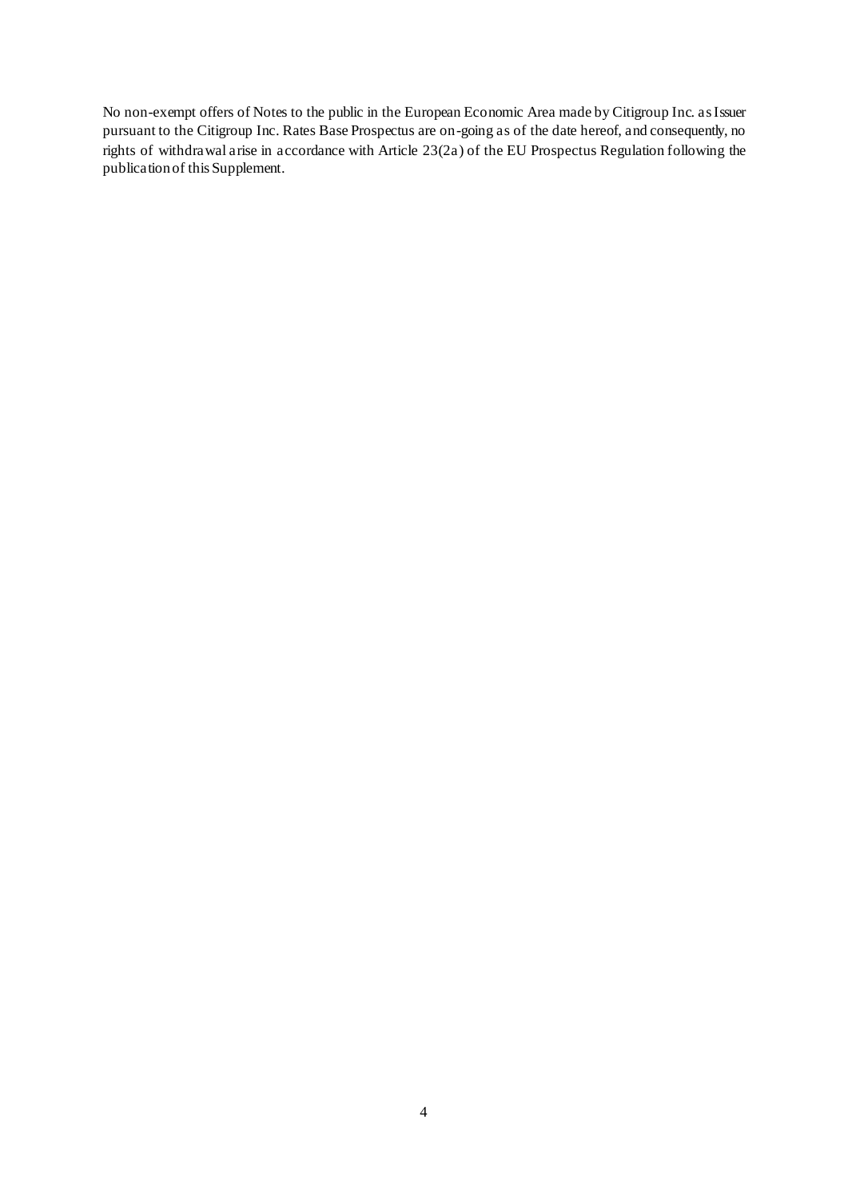No non-exempt offers of Notes to the public in the European Economic Area made by Citigroup Inc. as Issuer pursuant to the Citigroup Inc. Rates Base Prospectus are on-going as of the date hereof, and consequently, no rights of withdrawal arise in accordance with Article 23(2a) of the EU Prospectus Regulation following the publication of this Supplement.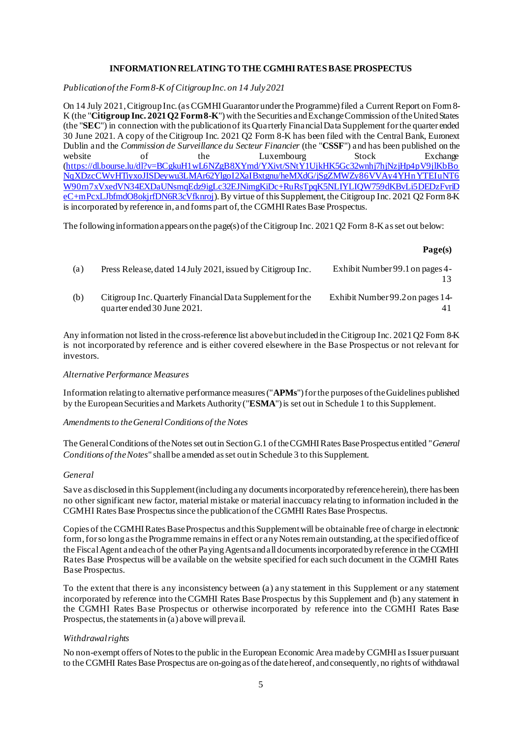## INFORMATION RELATING TO THE CGMHI RATES BASE PROSPECTUS

*Publication of the Form 8-K of Citigroup Inc. on 14 July 2021*

On 14 July 2021, Citigroup Inc. (as CGMHI Guarantor under the Programme) filed a Current Report on Form 8-K (the "**Citigroup Inc. 2021 Q2 Form 8-K**") with the Securities and Exchange Commission of the United States (the "**SEC**") in connection with the publication of its Quarterly Financial Data Supplement for the quarter ended 30 June 2021. A copy of the Citigroup Inc. 2021 Q2 Form 8-K has been filed with the Central Bank, Euronext Dublin and the *Commission de Surveillance du Secteur Financier* (the "**CSSF**") and has been published on the website of the Luxembourg Stock Exchange (https://dl.bourse.lu/dl?v=BCgkuH1wL6NZgB8XYmd/YXivt/SNtY1UjkHK5Gc32wnhj7hjNzjHp4pV9jlKbBoNqXDzcCWvHTiyxoJISDeywu3LMAr62YlgoI2XaIBxtgnu/heMXdG/jSgZMWZy86VVAy4YHnYTEIuNT6W90rn7xVxedVN34EXDaUNsmqEdz9igLc32EJNimgKiDc+RuRsTpqK5NLIYLIQW759dKBvLi5DEDzFvriDeC+mPcxLJbfmdO8okjrfDN6R3cVfknroj). By virtue of this Supplement, the Citigroup Inc. 2021 Q2 Form 8-K is incorporated by reference in, and forms part of, the CGMHI Rates Base Prospectus.

The following information appears on the page(s) of the Citigroup Inc. 2021 Q2 Form 8-K as set out below:

| | | **Page(s)** |
|---|---|---|
| (a) | Press Release, dated 14 July 2021, issued by Citigroup Inc. | Exhibit Number 99.1 on pages 4-13 |
| (b) | Citigroup Inc. Quarterly Financial Data Supplement for the quarter ended 30 June 2021. | Exhibit Number 99.2 on pages 14-41 |

Any information not listed in the cross-reference list above but included in the Citigroup Inc. 2021 Q2 Form 8-K is not incorporated by reference and is either covered elsewhere in the Base Prospectus or not relevant for investors.

*Alternative Performance Measures*

Information relating to alternative performance measures ("**APMs**") for the purposes of the Guidelines published by the European Securities and Markets Authority ("**ESMA**") is set out in Schedule 1 to this Supplement.

*Amendments to the General Conditions of the Notes*

The General Conditions of the Notes set out in Section G.1 of the CGMHI Rates Base Prospectus entitled "*General Conditions of the Notes*" shall be amended as set out in Schedule 3 to this Supplement.

*General*

Save as disclosed in this Supplement (including any documents incorporated by reference herein), there has been no other significant new factor, material mistake or material inaccuracy relating to information included in the CGMHI Rates Base Prospectus since the publication of the CGMHI Rates Base Prospectus.

Copies of the CGMHI Rates Base Prospectus and this Supplement will be obtainable free of charge in electronic form, for so long as the Programme remains in effect or any Notes remain outstanding, at the specified office of the Fiscal Agent and each of the other Paying Agents and all documents incorporated by reference in the CGMHI Rates Base Prospectus will be available on the website specified for each such document in the CGMHI Rates Base Prospectus.

To the extent that there is any inconsistency between (a) any statement in this Supplement or any statement incorporated by reference into the CGMHI Rates Base Prospectus by this Supplement and (b) any statement in the CGMHI Rates Base Prospectus or otherwise incorporated by reference into the CGMHI Rates Base Prospectus, the statements in (a) above will prevail.

*Withdrawal rights*

No non-exempt offers of Notes to the public in the European Economic Area made by CGMHI as Issuer pursuant to the CGMHI Rates Base Prospectus are on-going as of the date hereof, and consequently, no rights of withdrawal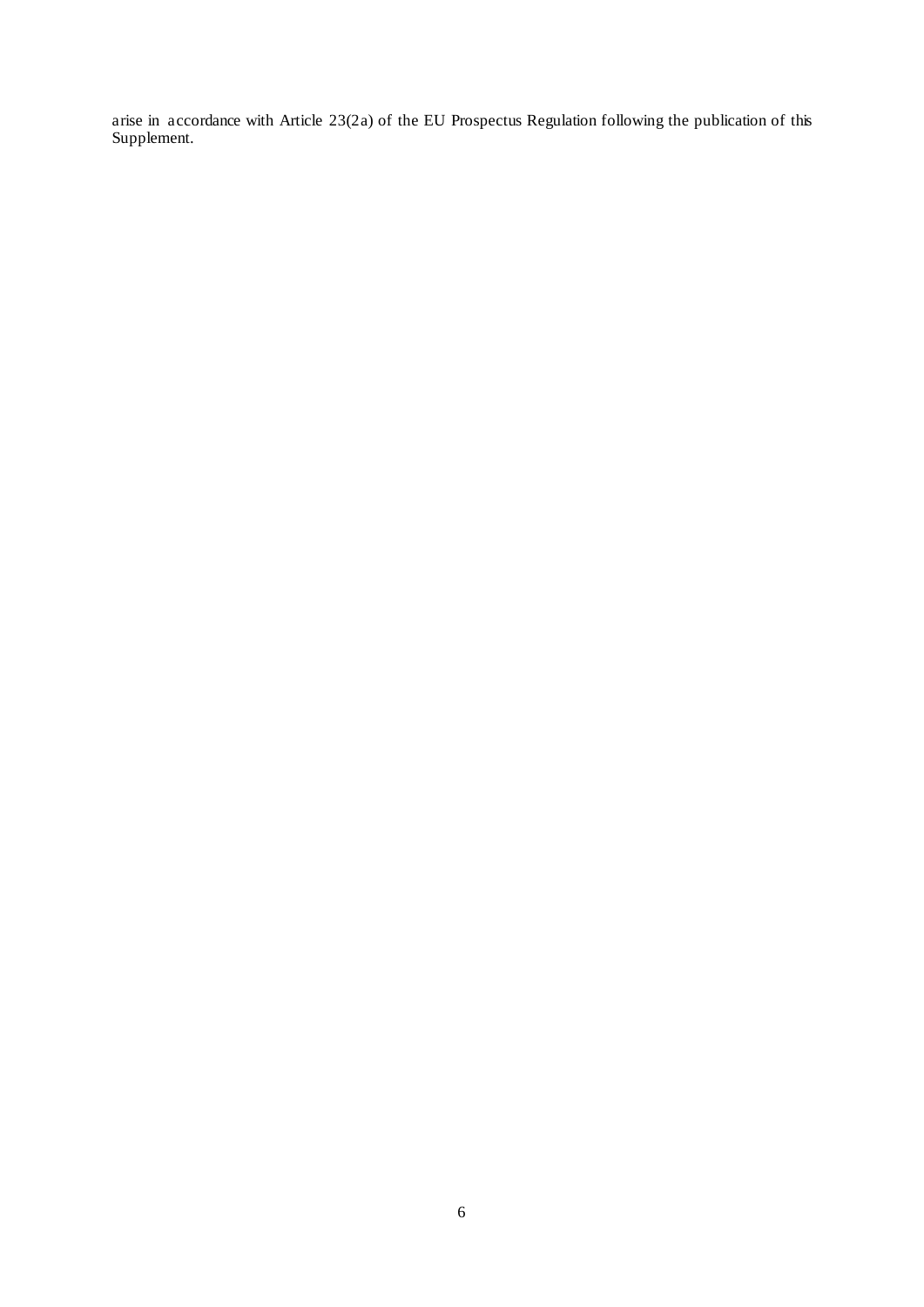arise in accordance with Article 23(2a) of the EU Prospectus Regulation following the publication of this Supplement.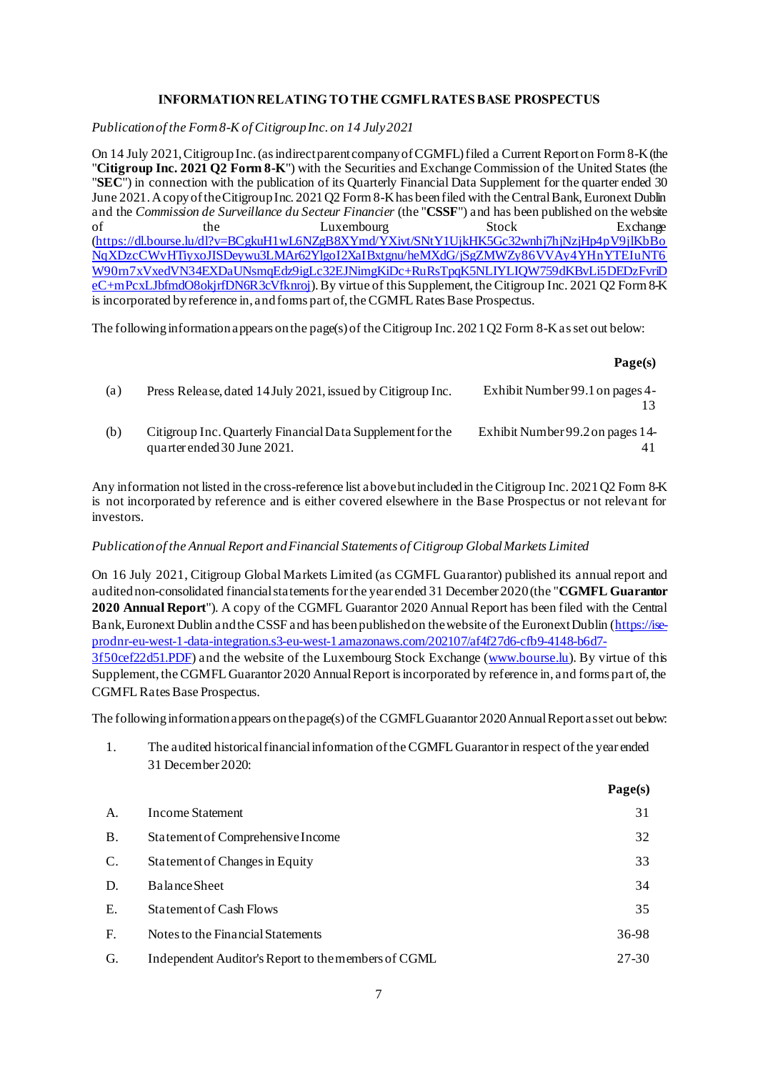**INFORMATION RELATING TO THE CGMFL RATES BASE PROSPECTUS**

*Publication of the Form 8-K of Citigroup Inc. on 14 July 2021*

On 14 July 2021, Citigroup Inc. (as indirect parent company of CGMFL) filed a Current Report on Form 8-K (the "**Citigroup Inc. 2021 Q2 Form 8-K**") with the Securities and Exchange Commission of the United States (the "**SEC**") in connection with the publication of its Quarterly Financial Data Supplement for the quarter ended 30 June 2021. A copy of the Citigroup Inc. 2021 Q2 Form 8-K has been filed with the Central Bank, Euronext Dublin and the *Commission de Surveillance du Secteur Financier* (the "**CSSF**") and has been published on the website of the Luxembourg Stock Exchange (https://dl.bourse.lu/dl?v=BCgkuH1wL6NZgB8XYmd/YXivt/SNtY1UjkHK5Gc32wnhj7hjNzjHp4pV9jlKbBoNqXDzcCWvHTiyxoJISDeywu3LMAr62YlgoI2XaIBxtgnu/heMXdG/jSgZMWZy86VVAy4YHnYTEIuNT6W90rn7xVxedVN34EXDaUNsmqEdz9igLc32EJNimgKiDc+RuRsTpqK5NLIYLIQW759dKBvLi5DEDzFvriDeC+mPcxLJbfmdO8okjrfDN6R3cVfknroj). By virtue of this Supplement, the Citigroup Inc. 2021 Q2 Form 8-K is incorporated by reference in, and forms part of, the CGMFL Rates Base Prospectus.

The following information appears on the page(s) of the Citigroup Inc. 2021 Q2 Form 8-K as set out below:

| | | **Page(s)** |
|---|---|---|
| (a) | Press Release, dated 14 July 2021, issued by Citigroup Inc. | Exhibit Number 99.1 on pages 4-13 |
| (b) | Citigroup Inc. Quarterly Financial Data Supplement for the quarter ended 30 June 2021. | Exhibit Number 99.2 on pages 14-41 |

Any information not listed in the cross-reference list above but included in the Citigroup Inc. 2021 Q2 Form 8-K is not incorporated by reference and is either covered elsewhere in the Base Prospectus or not relevant for investors.

*Publication of the Annual Report and Financial Statements of Citigroup Global Markets Limited*

On 16 July 2021, Citigroup Global Markets Limited (as CGMFL Guarantor) published its annual report and audited non-consolidated financial statements for the year ended 31 December 2020 (the "**CGMFL Guarantor 2020 Annual Report**"). A copy of the CGMFL Guarantor 2020 Annual Report has been filed with the Central Bank, Euronext Dublin and the CSSF and has been published on the website of the Euronext Dublin (https://ise-prodnr-eu-west-1-data-integration.s3-eu-west-1.amazonaws.com/202107/af4f27d6-cfb9-4148-b6d7-3f50cef22d51.PDF) and the website of the Luxembourg Stock Exchange (www.bourse.lu). By virtue of this Supplement, the CGMFL Guarantor 2020 Annual Report is incorporated by reference in, and forms part of, the CGMFL Rates Base Prospectus.

The following information appears on the page(s) of the CGMFL Guarantor 2020 Annual Report as set out below:

1. The audited historical financial information of the CGMFL Guarantor in respect of the year ended 31 December 2020:

| | | **Page(s)** |
|---|---|---|
| A. | Income Statement | 31 |
| B. | Statement of Comprehensive Income | 32 |
| C. | Statement of Changes in Equity | 33 |
| D. | Balance Sheet | 34 |
| E. | Statement of Cash Flows | 35 |
| F. | Notes to the Financial Statements | 36-98 |
| G. | Independent Auditor's Report to the members of CGML | 27-30 |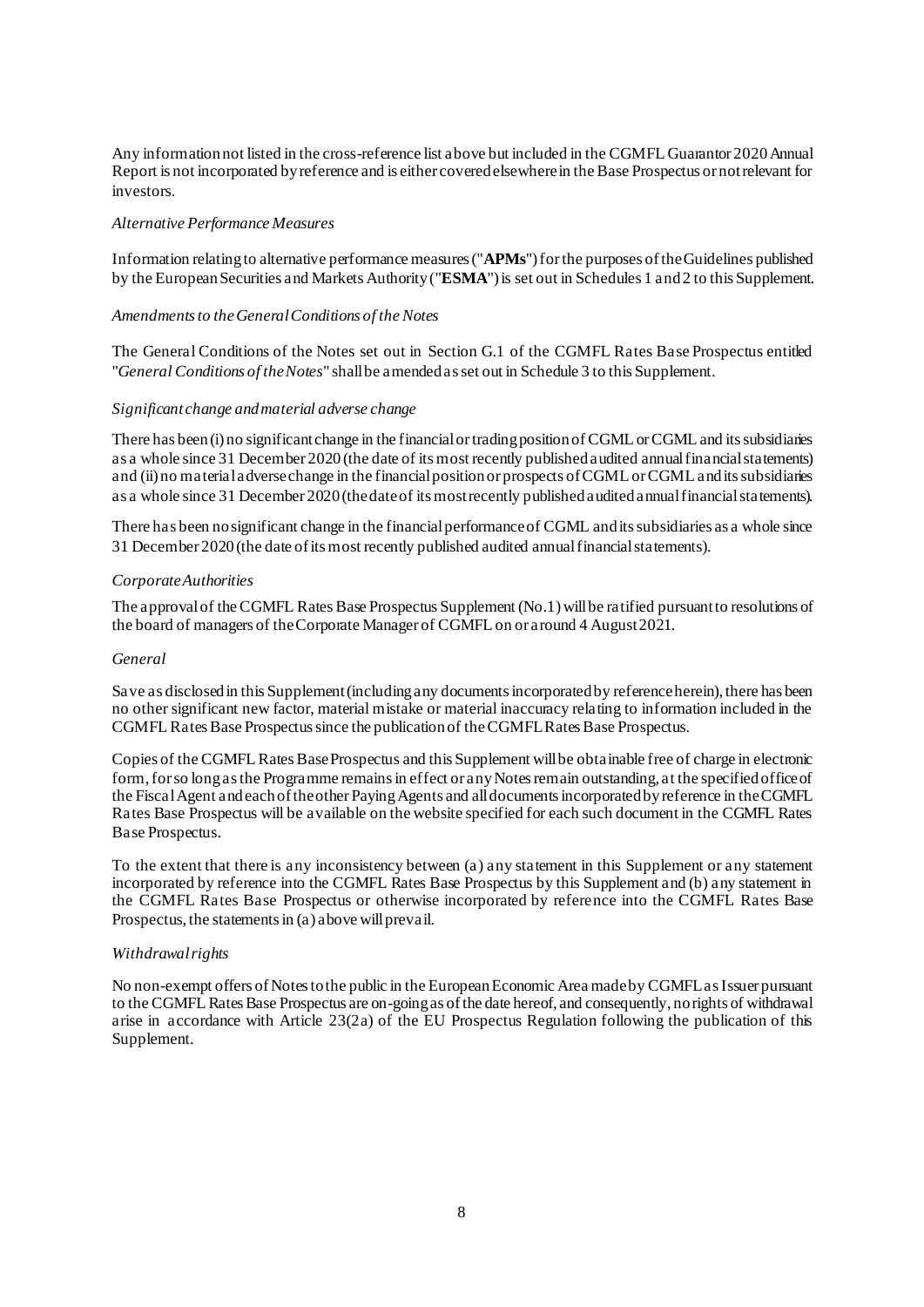Any information not listed in the cross-reference list above but included in the CGMFL Guarantor 2020 Annual Report is not incorporated by reference and is either covered elsewhere in the Base Prospectus or not relevant for investors.

*Alternative Performance Measures*

Information relating to alternative performance measures ("**APMs**") for the purposes of the Guidelines published by the European Securities and Markets Authority ("**ESMA**") is set out in Schedules 1 and 2 to this Supplement.

*Amendments to the General Conditions of the Notes*

The General Conditions of the Notes set out in Section G.1 of the CGMFL Rates Base Prospectus entitled "*General Conditions of the Notes*" shall be amended as set out in Schedule 3 to this Supplement.

*Significant change and material adverse change*

There has been (i) no significant change in the financial or trading position of CGML or CGML and its subsidiaries as a whole since 31 December 2020 (the date of its most recently published audited annual financial statements) and (ii) no material adverse change in the financial position or prospects of CGML or CGML and its subsidiaries as a whole since 31 December 2020 (the date of its most recently published audited annual financial statements).

There has been no significant change in the financial performance of CGML and its subsidiaries as a whole since 31 December 2020 (the date of its most recently published audited annual financial statements).

*Corporate Authorities*

The approval of the CGMFL Rates Base Prospectus Supplement (No.1) will be ratified pursuant to resolutions of the board of managers of the Corporate Manager of CGMFL on or around 4 August 2021.

*General*

Save as disclosed in this Supplement (including any documents incorporated by reference herein), there has been no other significant new factor, material mistake or material inaccuracy relating to information included in the CGMFL Rates Base Prospectus since the publication of the CGMFL Rates Base Prospectus.

Copies of the CGMFL Rates Base Prospectus and this Supplement will be obtainable free of charge in electronic form, for so long as the Programme remains in effect or any Notes remain outstanding, at the specified office of the Fiscal Agent and each of the other Paying Agents and all documents incorporated by reference in the CGMFL Rates Base Prospectus will be available on the website specified for each such document in the CGMFL Rates Base Prospectus.

To the extent that there is any inconsistency between (a) any statement in this Supplement or any statement incorporated by reference into the CGMFL Rates Base Prospectus by this Supplement and (b) any statement in the CGMFL Rates Base Prospectus or otherwise incorporated by reference into the CGMFL Rates Base Prospectus, the statements in (a) above will prevail.

*Withdrawal rights*

No non-exempt offers of Notes to the public in the European Economic Area made by CGMFL as Issuer pursuant to the CGMFL Rates Base Prospectus are on-going as of the date hereof, and consequently, no rights of withdrawal arise in accordance with Article 23(2a) of the EU Prospectus Regulation following the publication of this Supplement.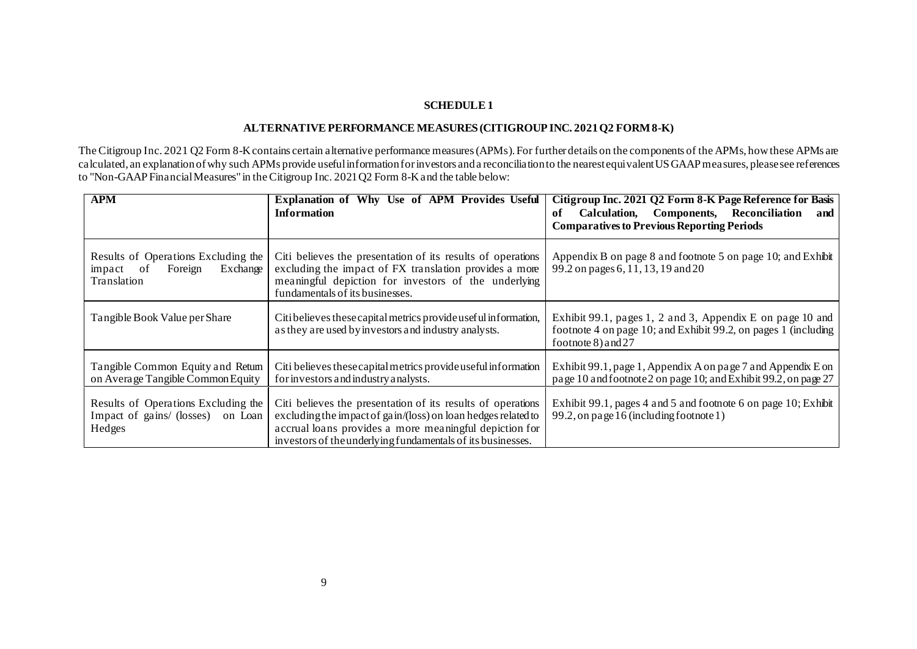**SCHEDULE 1**

**ALTERNATIVE PERFORMANCE MEASURES (CITIGROUP INC. 2021 Q2 FORM 8-K)**

The Citigroup Inc. 2021 Q2 Form 8-K contains certain alternative performance measures (APMs). For further details on the components of the APMs, how these APMs are calculated, an explanation of why such APMs provide useful information for investors and a reconciliation to the nearest equivalent US GAAP measures, please see references to "Non-GAAP Financial Measures" in the Citigroup Inc. 2021 Q2 Form 8-K and the table below:

| **APM** | **Explanation of Why Use of APM Provides Useful Information** | **Citigroup Inc. 2021 Q2 Form 8-K Page Reference for Basis of Calculation, Components, Reconciliation and Comparatives to Previous Reporting Periods** |
|---|---|---|
| Results of Operations Excluding the impact of Foreign Exchange Translation | Citi believes the presentation of its results of operations excluding the impact of FX translation provides a more meaningful depiction for investors of the underlying fundamentals of its businesses. | Appendix B on page 8 and footnote 5 on page 10; and Exhibit 99.2 on pages 6, 11, 13, 19 and 20 |
| Tangible Book Value per Share | Citi believes these capital metrics provide useful information, as they are used by investors and industry analysts. | Exhibit 99.1, pages 1, 2 and 3, Appendix E on page 10 and footnote 4 on page 10; and Exhibit 99.2, on pages 1 (including footnote 8) and 27 |
| Tangible Common Equity and Return on Average Tangible Common Equity | Citi believes these capital metrics provide useful information for investors and industry analysts. | Exhibit 99.1, page 1, Appendix A on page 7 and Appendix E on page 10 and footnote 2 on page 10; and Exhibit 99.2, on page 27 |
| Results of Operations Excluding the Impact of gains/ (losses) on Loan Hedges | Citi believes the presentation of its results of operations excluding the impact of gain/(loss) on loan hedges related to accrual loans provides a more meaningful depiction for investors of the underlying fundamentals of its businesses. | Exhibit 99.1, pages 4 and 5 and footnote 6 on page 10; Exhibit 99.2, on page 16 (including footnote 1) |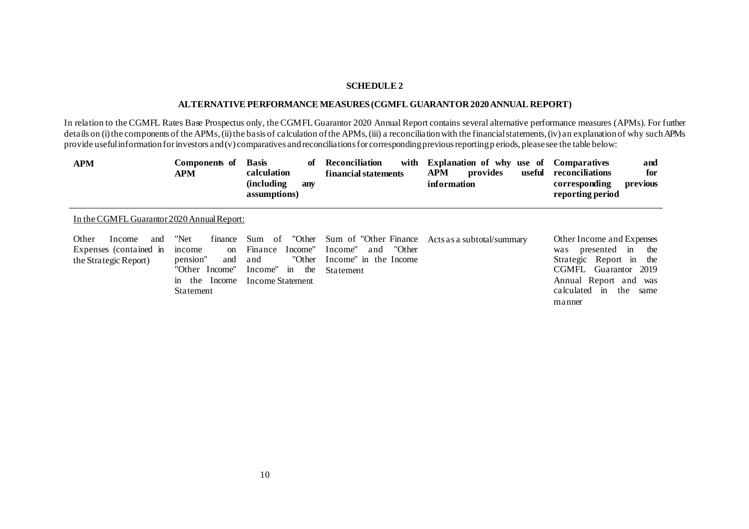**SCHEDULE 2**

**ALTERNATIVE PERFORMANCE MEASURES (CGMFL GUARANTOR 2020 ANNUAL REPORT)**

In relation to the CGMFL Rates Base Prospectus only, the CGMFL Guarantor 2020 Annual Report contains several alternative performance measures (APMs). For further details on (i) the components of the APMs, (ii) the basis of calculation of the APMs, (iii) a reconciliation with the financial statements, (iv) an explanation of why such APMs provide useful information for investors and (v) comparatives and reconciliations for corresponding previous reporting periods, please see the table below:

| APM | Components of APM | Basis of calculation (including any assumptions) | Reconciliation with financial statements | Explanation of why use of APM provides useful information | Comparatives and reconciliations for corresponding previous reporting period |
|---|---|---|---|---|---|
| In the CGMFL Guarantor 2020 Annual Report: | | | | | |
| Other Income and Expenses (contained in the Strategic Report) | "Net finance income on pension" and "Other Income" in the Income Statement | Sum of "Other Finance Income" and "Other Income" in the Income Statement | Sum of "Other Finance Income" and "Other Income" in the Income Statement | Acts as a subtotal/summary | Other Income and Expenses was presented in the Strategic Report in the CGMFL Guarantor 2019 Annual Report and was calculated in the same manner |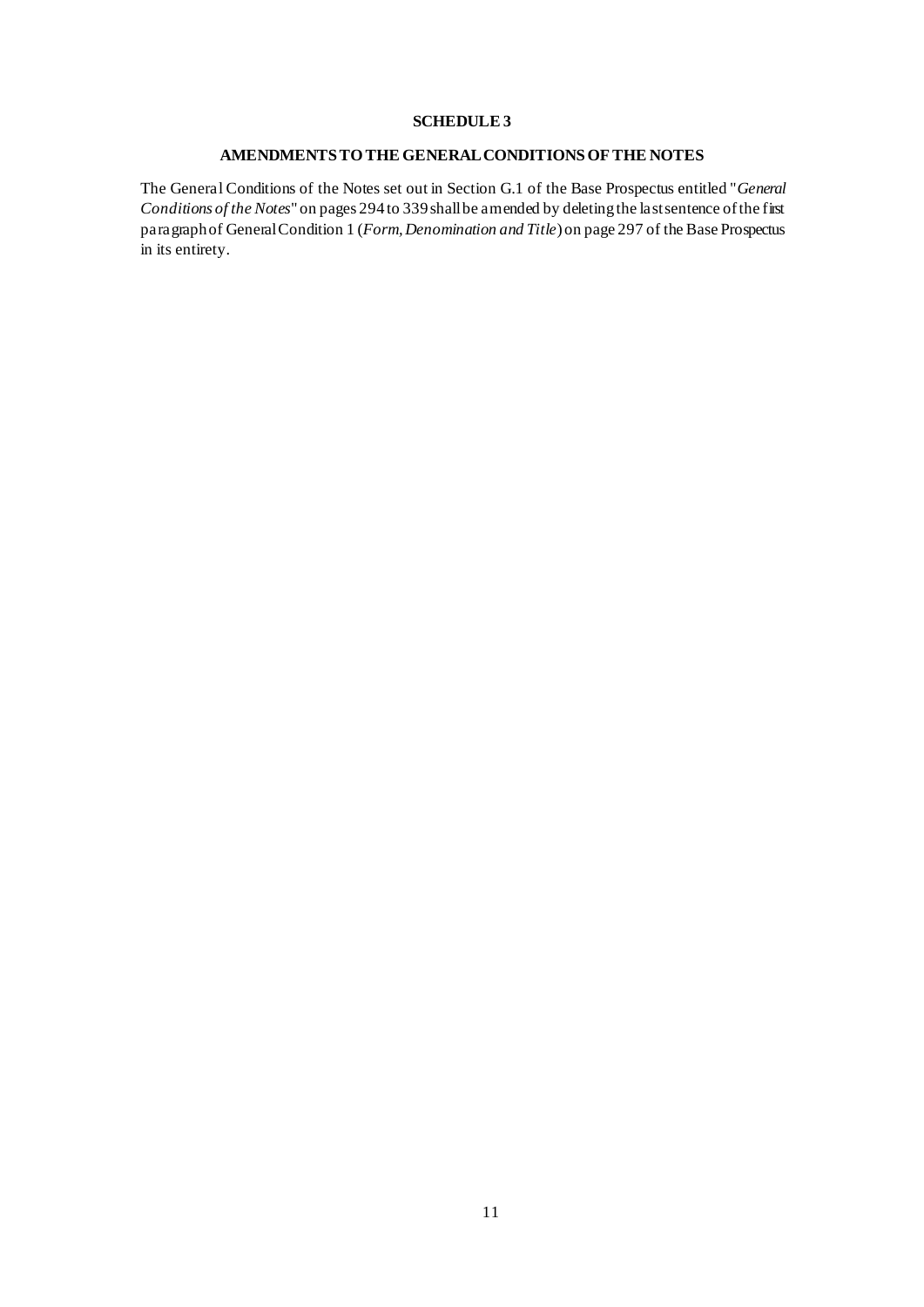# SCHEDULE 3

## AMENDMENTS TO THE GENERAL CONDITIONS OF THE NOTES

The General Conditions of the Notes set out in Section G.1 of the Base Prospectus entitled "*General Conditions of the Notes*" on pages 294 to 339 shall be amended by deleting the last sentence of the first paragraph of General Condition 1 (*Form, Denomination and Title*) on page 297 of the Base Prospectus in its entirety.